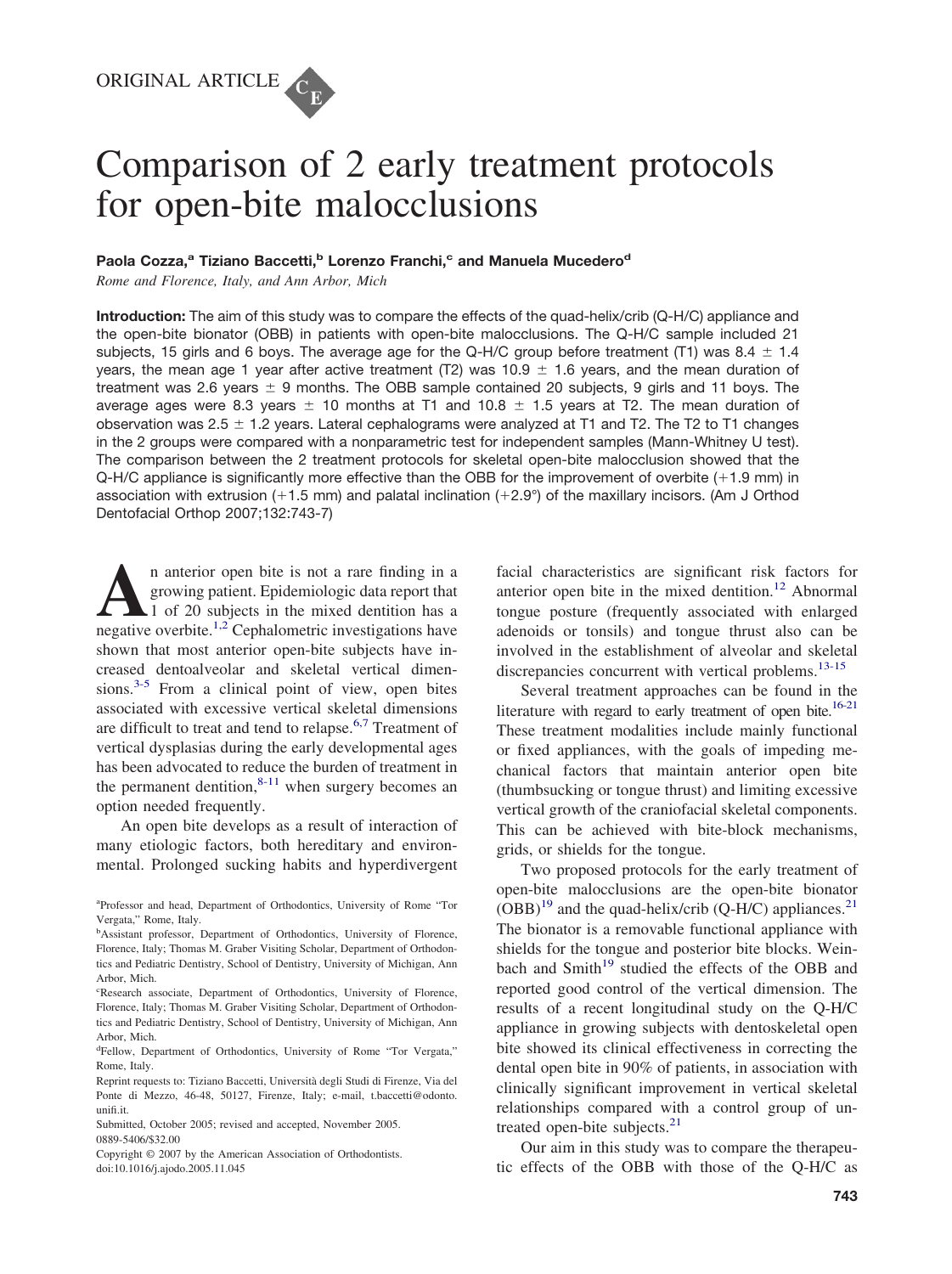ORIGINAL ARTICLE

# Comparison of 2 early treatment protocols for open-bite malocclusions

**Paola Cozza,[a] Tiziano Baccetti,[b] Lorenzo Franchi,[c] and Manuela Mucedero[d]**

*Rome and Florence, Italy, and Ann Arbor, Mich*

**Introduction:** The aim of this study was to compare the effects of the quad-helix/crib (Q-H/C) appliance and the open-bite bionator (OBB) in patients with open-bite malocclusions. The Q-H/C sample included 21 subjects, 15 girls and 6 boys. The average age for the Q-H/C group before treatment (T1) was 8.4 ± 1.4 years, the mean age 1 year after active treatment (T2) was 10.9 ± 1.6 years, and the mean duration of treatment was 2.6 years ± 9 months. The OBB sample contained 20 subjects, 9 girls and 11 boys. The average ages were 8.3 years ± 10 months at T1 and 10.8 ± 1.5 years at T2. The mean duration of observation was 2.5 ± 1.2 years. Lateral cephalograms were analyzed at T1 and T2. The T2 to T1 changes in the 2 groups were compared with a nonparametric test for independent samples (Mann-Whitney U test). The comparison between the 2 treatment protocols for skeletal open-bite malocclusion showed that the Q-H/C appliance is significantly more effective than the OBB for the improvement of overbite (+1.9 mm) in association with extrusion (+1.5 mm) and palatal inclination (+2.9°) of the maxillary incisors. (Am J Orthod Dentofacial Orthop 2007;132:743-7)

An anterior open bite is not a rare finding in a growing patient. Epidemiologic data report that 1 of 20 subjects in the mixed dentition has a negative overbite.[1,2] Cephalometric investigations have shown that most anterior open-bite subjects have increased dentoalveolar and skeletal vertical dimensions.[3-5] From a clinical point of view, open bites associated with excessive vertical skeletal dimensions are difficult to treat and tend to relapse.[6,7] Treatment of vertical dysplasias during the early developmental ages has been advocated to reduce the burden of treatment in the permanent dentition,[8-11] when surgery becomes an option needed frequently.

An open bite develops as a result of interaction of many etiologic factors, both hereditary and environmental. Prolonged sucking habits and hyperdivergent facial characteristics are significant risk factors for anterior open bite in the mixed dentition.[12] Abnormal tongue posture (frequently associated with enlarged adenoids or tonsils) and tongue thrust also can be involved in the establishment of alveolar and skeletal discrepancies concurrent with vertical problems.[13-15]

Several treatment approaches can be found in the literature with regard to early treatment of open bite.[16-21] These treatment modalities include mainly functional or fixed appliances, with the goals of impeding mechanical factors that maintain anterior open bite (thumbsucking or tongue thrust) and limiting excessive vertical growth of the craniofacial skeletal components. This can be achieved with bite-block mechanisms, grids, or shields for the tongue.

Two proposed protocols for the early treatment of open-bite malocclusions are the open-bite bionator (OBB)[19] and the quad-helix/crib (Q-H/C) appliances.[21] The bionator is a removable functional appliance with shields for the tongue and posterior bite blocks. Weinbach and Smith[19] studied the effects of the OBB and reported good control of the vertical dimension. The results of a recent longitudinal study on the Q-H/C appliance in growing subjects with dentoskeletal open bite showed its clinical effectiveness in correcting the dental open bite in 90% of patients, in association with clinically significant improvement in vertical skeletal relationships compared with a control group of untreated open-bite subjects.[21]

Our aim in this study was to compare the therapeutic effects of the OBB with those of the Q-H/C as

[a]Professor and head, Department of Orthodontics, University of Rome "Tor Vergata," Rome, Italy.

[b]Assistant professor, Department of Orthodontics, University of Florence, Florence, Italy; Thomas M. Graber Visiting Scholar, Department of Orthodontics and Pediatric Dentistry, School of Dentistry, University of Michigan, Ann Arbor, Mich.

[c]Research associate, Department of Orthodontics, University of Florence, Florence, Italy; Thomas M. Graber Visiting Scholar, Department of Orthodontics and Pediatric Dentistry, School of Dentistry, University of Michigan, Ann Arbor, Mich.

[d]Fellow, Department of Orthodontics, University of Rome "Tor Vergata," Rome, Italy.

Reprint requests to: Tiziano Baccetti, Università degli Studi di Firenze, Via del Ponte di Mezzo, 46-48, 50127, Firenze, Italy; e-mail, t.baccetti@odonto.unifi.it.

Submitted, October 2005; revised and accepted, November 2005.

0889-5406/$32.00

Copyright © 2007 by the American Association of Orthodontists.

doi:10.1016/j.ajodo.2005.11.045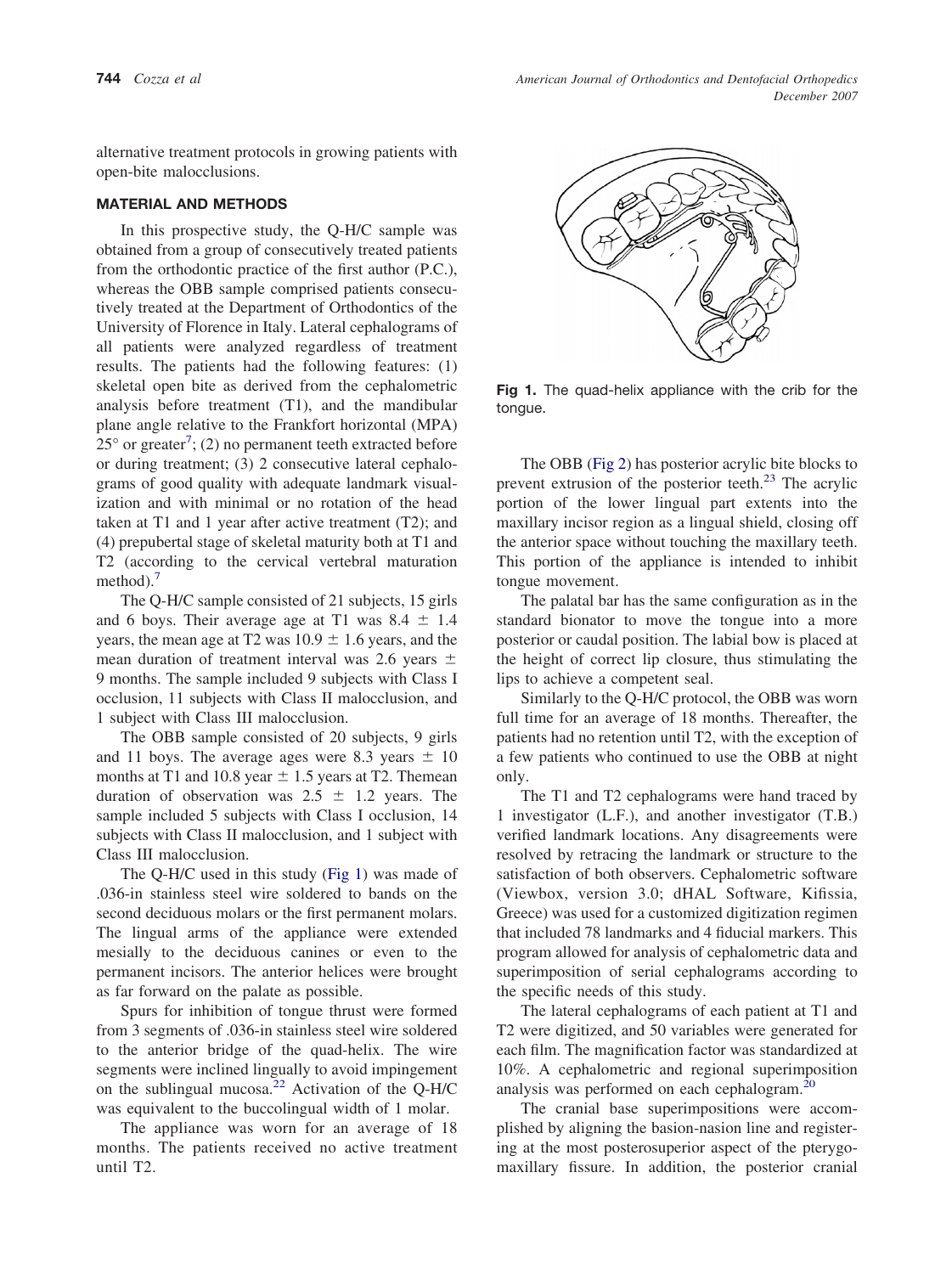alternative treatment protocols in growing patients with open-bite malocclusions.

## MATERIAL AND METHODS

In this prospective study, the Q-H/C sample was obtained from a group of consecutively treated patients from the orthodontic practice of the first author (P.C.), whereas the OBB sample comprised patients consecutively treated at the Department of Orthodontics of the University of Florence in Italy. Lateral cephalograms of all patients were analyzed regardless of treatment results. The patients had the following features: (1) skeletal open bite as derived from the cephalometric analysis before treatment (T1), and the mandibular plane angle relative to the Frankfort horizontal (MPA) 25° or greater[7]; (2) no permanent teeth extracted before or during treatment; (3) 2 consecutive lateral cephalograms of good quality with adequate landmark visualization and with minimal or no rotation of the head taken at T1 and 1 year after active treatment (T2); and (4) prepubertal stage of skeletal maturity both at T1 and T2 (according to the cervical vertebral maturation method).[7]

The Q-H/C sample consisted of 21 subjects, 15 girls and 6 boys. Their average age at T1 was 8.4 ± 1.4 years, the mean age at T2 was 10.9 ± 1.6 years, and the mean duration of treatment interval was 2.6 years ± 9 months. The sample included 9 subjects with Class I occlusion, 11 subjects with Class II malocclusion, and 1 subject with Class III malocclusion.

The OBB sample consisted of 20 subjects, 9 girls and 11 boys. The average ages were 8.3 years ± 10 months at T1 and 10.8 year ± 1.5 years at T2. Themean duration of observation was 2.5 ± 1.2 years. The sample included 5 subjects with Class I occlusion, 14 subjects with Class II malocclusion, and 1 subject with Class III malocclusion.

The Q-H/C used in this study (Fig 1) was made of .036-in stainless steel wire soldered to bands on the second deciduous molars or the first permanent molars. The lingual arms of the appliance were extended mesially to the deciduous canines or even to the permanent incisors. The anterior helices were brought as far forward on the palate as possible.

Spurs for inhibition of tongue thrust were formed from 3 segments of .036-in stainless steel wire soldered to the anterior bridge of the quad-helix. The wire segments were inclined lingually to avoid impingement on the sublingual mucosa.[22] Activation of the Q-H/C was equivalent to the buccolingual width of 1 molar.

The appliance was worn for an average of 18 months. The patients received no active treatment until T2.

**Fig 1.** The quad-helix appliance with the crib for the tongue.

The OBB (Fig 2) has posterior acrylic bite blocks to prevent extrusion of the posterior teeth.[23] The acrylic portion of the lower lingual part extents into the maxillary incisor region as a lingual shield, closing off the anterior space without touching the maxillary teeth. This portion of the appliance is intended to inhibit tongue movement.

The palatal bar has the same configuration as in the standard bionator to move the tongue into a more posterior or caudal position. The labial bow is placed at the height of correct lip closure, thus stimulating the lips to achieve a competent seal.

Similarly to the Q-H/C protocol, the OBB was worn full time for an average of 18 months. Thereafter, the patients had no retention until T2, with the exception of a few patients who continued to use the OBB at night only.

The T1 and T2 cephalograms were hand traced by 1 investigator (L.F.), and another investigator (T.B.) verified landmark locations. Any disagreements were resolved by retracing the landmark or structure to the satisfaction of both observers. Cephalometric software (Viewbox, version 3.0; dHAL Software, Kifissia, Greece) was used for a customized digitization regimen that included 78 landmarks and 4 fiducial markers. This program allowed for analysis of cephalometric data and superimposition of serial cephalograms according to the specific needs of this study.

The lateral cephalograms of each patient at T1 and T2 were digitized, and 50 variables were generated for each film. The magnification factor was standardized at 10%. A cephalometric and regional superimposition analysis was performed on each cephalogram.[20]

The cranial base superimpositions were accomplished by aligning the basion-nasion line and registering at the most posterosuperior aspect of the pterygomaxillary fissure. In addition, the posterior cranial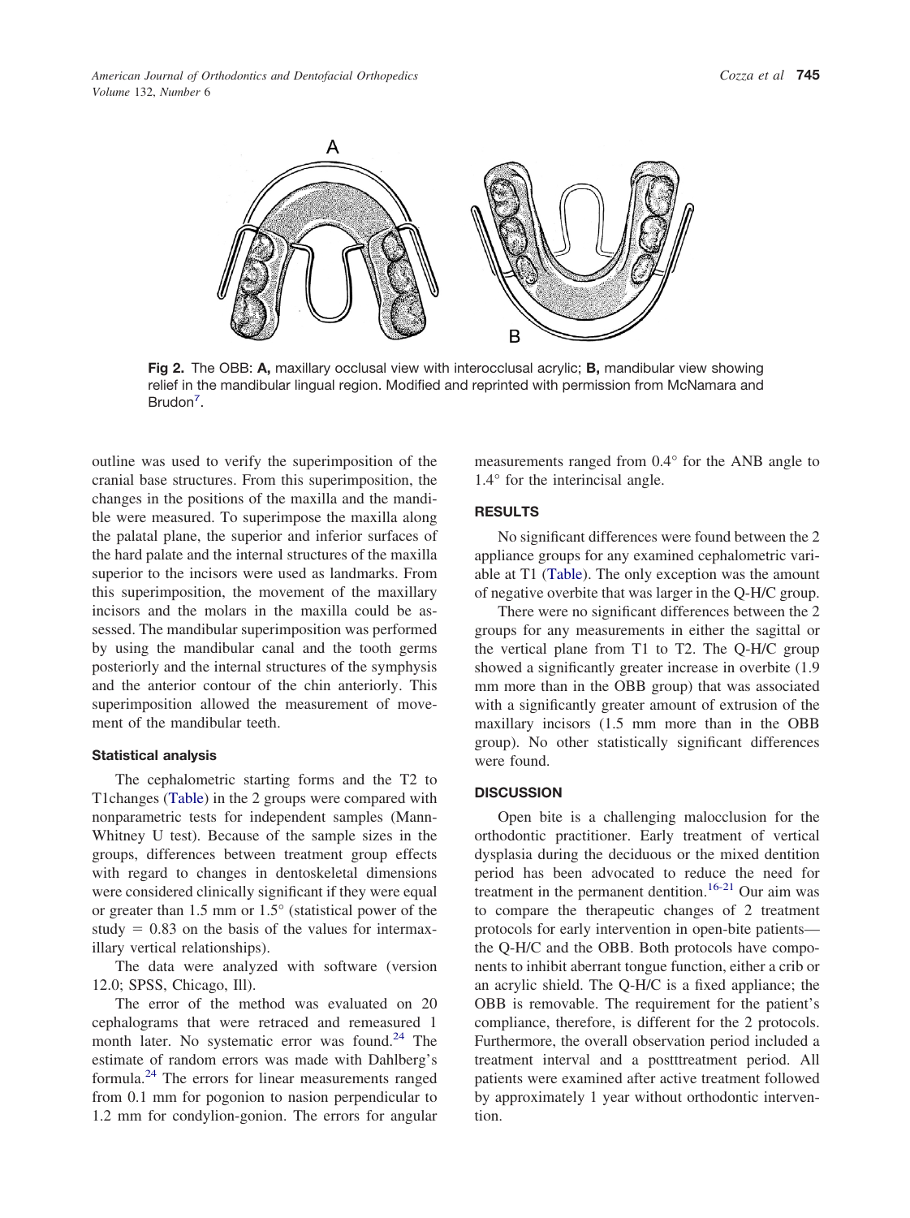Fig 2. The OBB: **A,** maxillary occlusal view with interocclusal acrylic; **B,** mandibular view showing relief in the mandibular lingual region. Modified and reprinted with permission from McNamara and Brudon[7].

outline was used to verify the superimposition of the cranial base structures. From this superimposition, the changes in the positions of the maxilla and the mandible were measured. To superimpose the maxilla along the palatal plane, the superior and inferior surfaces of the hard palate and the internal structures of the maxilla superior to the incisors were used as landmarks. From this superimposition, the movement of the maxillary incisors and the molars in the maxilla could be assessed. The mandibular superimposition was performed by using the mandibular canal and the tooth germs posteriorly and the internal structures of the symphysis and the anterior contour of the chin anteriorly. This superimposition allowed the measurement of movement of the mandibular teeth.

### Statistical analysis

The cephalometric starting forms and the T2 to T1changes (Table) in the 2 groups were compared with nonparametric tests for independent samples (Mann-Whitney U test). Because of the sample sizes in the groups, differences between treatment group effects with regard to changes in dentoskeletal dimensions were considered clinically significant if they were equal or greater than 1.5 mm or 1.5° (statistical power of the study = 0.83 on the basis of the values for intermaxillary vertical relationships).

The data were analyzed with software (version 12.0; SPSS, Chicago, Ill).

The error of the method was evaluated on 20 cephalograms that were retraced and remeasured 1 month later. No systematic error was found.[24] The estimate of random errors was made with Dahlberg's formula.[24] The errors for linear measurements ranged from 0.1 mm for pogonion to nasion perpendicular to 1.2 mm for condylion-gonion. The errors for angular measurements ranged from 0.4° for the ANB angle to 1.4° for the interincisal angle.

## RESULTS

No significant differences were found between the 2 appliance groups for any examined cephalometric variable at T1 (Table). The only exception was the amount of negative overbite that was larger in the Q-H/C group.

There were no significant differences between the 2 groups for any measurements in either the sagittal or the vertical plane from T1 to T2. The Q-H/C group showed a significantly greater increase in overbite (1.9 mm more than in the OBB group) that was associated with a significantly greater amount of extrusion of the maxillary incisors (1.5 mm more than in the OBB group). No other statistically significant differences were found.

## DISCUSSION

Open bite is a challenging malocclusion for the orthodontic practitioner. Early treatment of vertical dysplasia during the deciduous or the mixed dentition period has been advocated to reduce the need for treatment in the permanent dentition.[16-21] Our aim was to compare the therapeutic changes of 2 treatment protocols for early intervention in open-bite patients—the Q-H/C and the OBB. Both protocols have components to inhibit aberrant tongue function, either a crib or an acrylic shield. The Q-H/C is a fixed appliance; the OBB is removable. The requirement for the patient's compliance, therefore, is different for the 2 protocols. Furthermore, the overall observation period included a treatment interval and a postttreatment period. All patients were examined after active treatment followed by approximately 1 year without orthodontic intervention.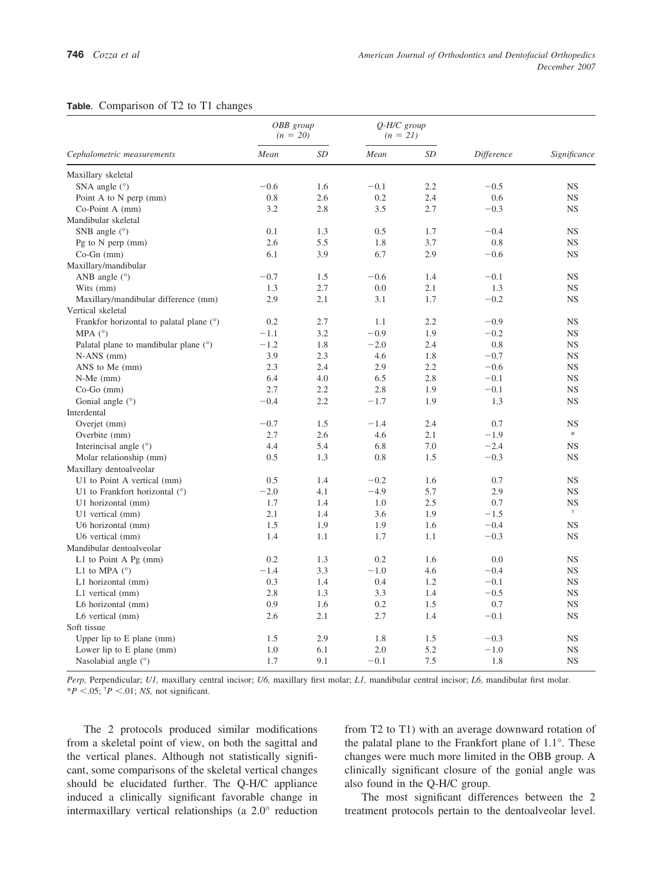**Table**. Comparison of T2 to T1 changes

| Cephalometric measurements | *OBB group (n = 20)* | | *Q-H/C group (n = 21)* | | | |
|---|---|---|---|---|---|---|
| | *Mean* | *SD* | *Mean* | *SD* | *Difference* | *Significance* |
| Maxillary skeletal | | | | | | |
| SNA angle (°) | −0.6 | 1.6 | −0.1 | 2.2 | −0.5 | NS |
| Point A to N perp (mm) | 0.8 | 2.6 | 0.2 | 2.4 | 0.6 | NS |
| Co-Point A (mm) | 3.2 | 2.8 | 3.5 | 2.7 | −0.3 | NS |
| Mandibular skeletal | | | | | | |
| SNB angle (°) | 0.1 | 1.3 | 0.5 | 1.7 | −0.4 | NS |
| Pg to N perp (mm) | 2.6 | 5.5 | 1.8 | 3.7 | 0.8 | NS |
| Co-Gn (mm) | 6.1 | 3.9 | 6.7 | 2.9 | −0.6 | NS |
| Maxillary/mandibular | | | | | | |
| ANB angle (°) | −0.7 | 1.5 | −0.6 | 1.4 | −0.1 | NS |
| Wits (mm) | 1.3 | 2.7 | 0.0 | 2.1 | 1.3 | NS |
| Maxillary/mandibular difference (mm) | 2.9 | 2.1 | 3.1 | 1.7 | −0.2 | NS |
| Vertical skeletal | | | | | | |
| Frankfor horizontal to palatal plane (°) | 0.2 | 2.7 | 1.1 | 2.2 | −0.9 | NS |
| MPA (°) | −1.1 | 3.2 | −0.9 | 1.9 | −0.2 | NS |
| Palatal plane to mandibular plane (°) | −1.2 | 1.8 | −2.0 | 2.4 | 0.8 | NS |
| N-ANS (mm) | 3.9 | 2.3 | 4.6 | 1.8 | −0.7 | NS |
| ANS to Me (mm) | 2.3 | 2.4 | 2.9 | 2.2 | −0.6 | NS |
| N-Me (mm) | 6.4 | 4.0 | 6.5 | 2.8 | −0.1 | NS |
| Co-Go (mm) | 2.7 | 2.2 | 2.8 | 1.9 | −0.1 | NS |
| Gonial angle (°) | −0.4 | 2.2 | −1.7 | 1.9 | 1.3 | NS |
| Interdental | | | | | | |
| Overjet (mm) | −0.7 | 1.5 | −1.4 | 2.4 | 0.7 | NS |
| Overbite (mm) | 2.7 | 2.6 | 4.6 | 2.1 | −1.9 | * |
| Interincisal angle (°) | 4.4 | 5.4 | 6.8 | 7.0 | −2.4 | NS |
| Molar relationship (mm) | 0.5 | 1.3 | 0.8 | 1.5 | −0.3 | NS |
| Maxillary dentoalveolar | | | | | | |
| U1 to Point A vertical (mm) | 0.5 | 1.4 | −0.2 | 1.6 | 0.7 | NS |
| U1 to Frankfort horizontal (°) | −2.0 | 4.1 | −4.9 | 5.7 | 2.9 | NS |
| U1 horizontal (mm) | 1.7 | 1.4 | 1.0 | 2.5 | 0.7 | NS |
| U1 vertical (mm) | 2.1 | 1.4 | 3.6 | 1.9 | −1.5 | † |
| U6 horizontal (mm) | 1.5 | 1.9 | 1.9 | 1.6 | −0.4 | NS |
| U6 vertical (mm) | 1.4 | 1.1 | 1.7 | 1.1 | −0.3 | NS |
| Mandibular dentoalveolar | | | | | | |
| L1 to Point A Pg (mm) | 0.2 | 1.3 | 0.2 | 1.6 | 0.0 | NS |
| L1 to MPA (°) | −1.4 | 3.3 | −1.0 | 4.6 | −0.4 | NS |
| L1 horizontal (mm) | 0.3 | 1.4 | 0.4 | 1.2 | −0.1 | NS |
| L1 vertical (mm) | 2.8 | 1.3 | 3.3 | 1.4 | −0.5 | NS |
| L6 horizontal (mm) | 0.9 | 1.6 | 0.2 | 1.5 | 0.7 | NS |
| L6 vertical (mm) | 2.6 | 2.1 | 2.7 | 1.4 | −0.1 | NS |
| Soft tissue | | | | | | |
| Upper lip to E plane (mm) | 1.5 | 2.9 | 1.8 | 1.5 | −0.3 | NS |
| Lower lip to E plane (mm) | 1.0 | 6.1 | 2.0 | 5.2 | −1.0 | NS |
| Nasolabial angle (°) | 1.7 | 9.1 | −0.1 | 7.5 | 1.8 | NS |

*Perp,* Perpendicular; *U1,* maxillary central incisor; *U6,* maxillary first molar; *L1,* mandibular central incisor; *L6,* mandibular first molar.
$^*P < .05$; $^{\dagger}P < .01$; *NS,* not significant.

The 2 protocols produced similar modifications from a skeletal point of view, on both the sagittal and the vertical planes. Although not statistically significant, some comparisons of the skeletal vertical changes should be elucidated further. The Q-H/C appliance induced a clinically significant favorable change in intermaxillary vertical relationships (a 2.0° reduction from T2 to T1) with an average downward rotation of the palatal plane to the Frankfort plane of 1.1°. These changes were much more limited in the OBB group. A clinically significant closure of the gonial angle was also found in the Q-H/C group.

The most significant differences between the 2 treatment protocols pertain to the dentoalveolar level.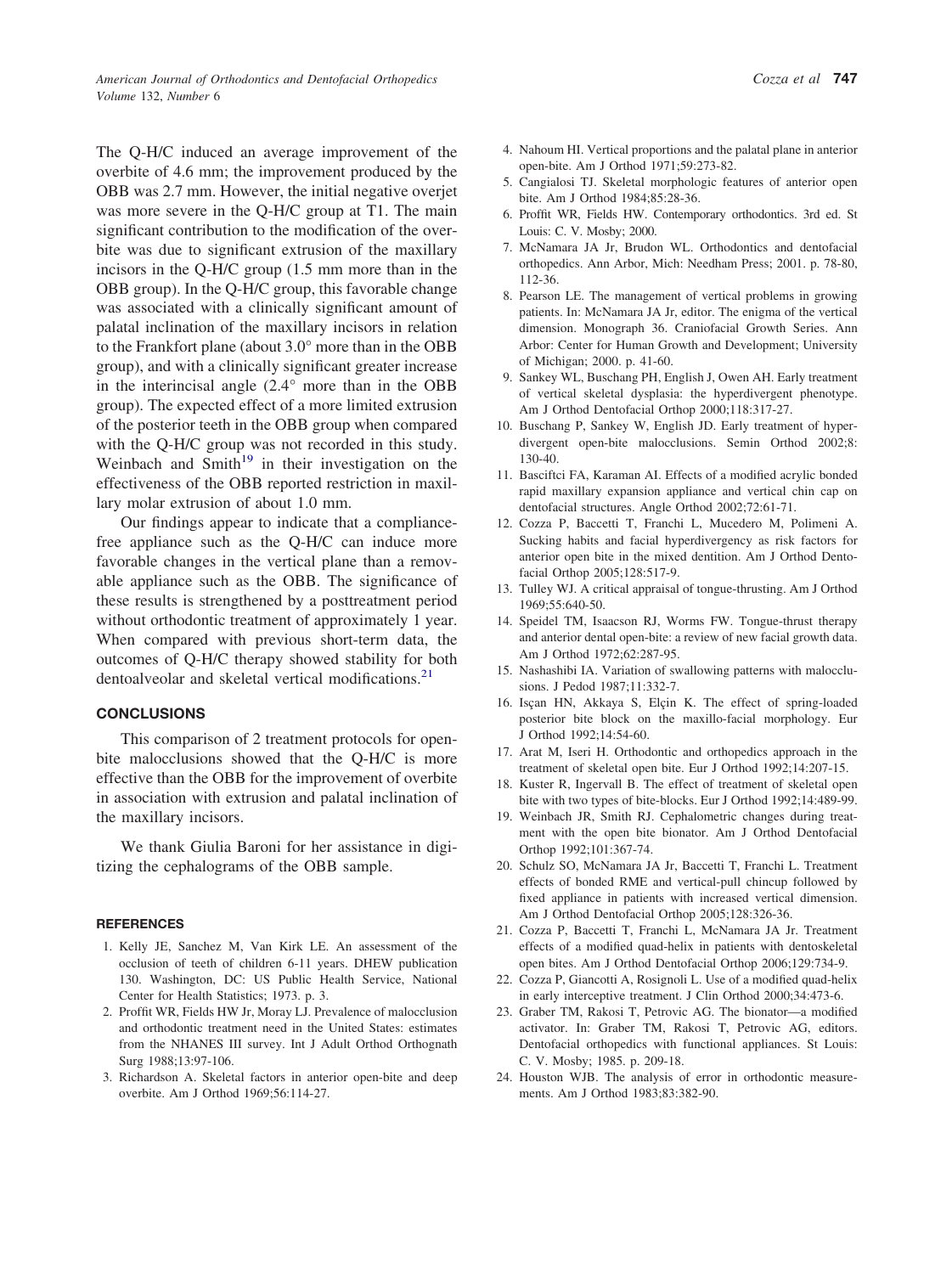The Q-H/C induced an average improvement of the overbite of 4.6 mm; the improvement produced by the OBB was 2.7 mm. However, the initial negative overjet was more severe in the Q-H/C group at T1. The main significant contribution to the modification of the overbite was due to significant extrusion of the maxillary incisors in the Q-H/C group (1.5 mm more than in the OBB group). In the Q-H/C group, this favorable change was associated with a clinically significant amount of palatal inclination of the maxillary incisors in relation to the Frankfort plane (about 3.0° more than in the OBB group), and with a clinically significant greater increase in the interincisal angle (2.4° more than in the OBB group). The expected effect of a more limited extrusion of the posterior teeth in the OBB group when compared with the Q-H/C group was not recorded in this study. Weinbach and Smith[19] in their investigation on the effectiveness of the OBB reported restriction in maxillary molar extrusion of about 1.0 mm.

Our findings appear to indicate that a compliance-free appliance such as the Q-H/C can induce more favorable changes in the vertical plane than a removable appliance such as the OBB. The significance of these results is strengthened by a posttreatment period without orthodontic treatment of approximately 1 year. When compared with previous short-term data, the outcomes of Q-H/C therapy showed stability for both dentoalveolar and skeletal vertical modifications.[21]

## CONCLUSIONS

This comparison of 2 treatment protocols for open-bite malocclusions showed that the Q-H/C is more effective than the OBB for the improvement of overbite in association with extrusion and palatal inclination of the maxillary incisors.

We thank Giulia Baroni for her assistance in digitizing the cephalograms of the OBB sample.

## REFERENCES

1. Kelly JE, Sanchez M, Van Kirk LE. An assessment of the occlusion of teeth of children 6-11 years. DHEW publication 130. Washington, DC: US Public Health Service, National Center for Health Statistics; 1973. p. 3.
2. Proffit WR, Fields HW Jr, Moray LJ. Prevalence of malocclusion and orthodontic treatment need in the United States: estimates from the NHANES III survey. Int J Adult Orthod Orthognath Surg 1988;13:97-106.
3. Richardson A. Skeletal factors in anterior open-bite and deep overbite. Am J Orthod 1969;56:114-27.
4. Nahoum HI. Vertical proportions and the palatal plane in anterior open-bite. Am J Orthod 1971;59:273-82.
5. Cangialosi TJ. Skeletal morphologic features of anterior open bite. Am J Orthod 1984;85:28-36.
6. Proffit WR, Fields HW. Contemporary orthodontics. 3rd ed. St Louis: C. V. Mosby; 2000.
7. McNamara JA Jr, Brudon WL. Orthodontics and dentofacial orthopedics. Ann Arbor, Mich: Needham Press; 2001. p. 78-80, 112-36.
8. Pearson LE. The management of vertical problems in growing patients. In: McNamara JA Jr, editor. The enigma of the vertical dimension. Monograph 36. Craniofacial Growth Series. Ann Arbor: Center for Human Growth and Development; University of Michigan; 2000. p. 41-60.
9. Sankey WL, Buschang PH, English J, Owen AH. Early treatment of vertical skeletal dysplasia: the hyperdivergent phenotype. Am J Orthod Dentofacial Orthop 2000;118:317-27.
10. Buschang P, Sankey W, English JD. Early treatment of hyperdivergent open-bite malocclusions. Semin Orthod 2002;8: 130-40.
11. Basciftci FA, Karaman AI. Effects of a modified acrylic bonded rapid maxillary expansion appliance and vertical chin cap on dentofacial structures. Angle Orthod 2002;72:61-71.
12. Cozza P, Baccetti T, Franchi L, Mucedero M, Polimeni A. Sucking habits and facial hyperdivergency as risk factors for anterior open bite in the mixed dentition. Am J Orthod Dentofacial Orthop 2005;128:517-9.
13. Tulley WJ. A critical appraisal of tongue-thrusting. Am J Orthod 1969;55:640-50.
14. Speidel TM, Isaacson RJ, Worms FW. Tongue-thrust therapy and anterior dental open-bite: a review of new facial growth data. Am J Orthod 1972;62:287-95.
15. Nashashibi IA. Variation of swallowing patterns with malocclusions. J Pedod 1987;11:332-7.
16. Işcan HN, Akkaya S, Elçin K. The effect of spring-loaded posterior bite block on the maxillo-facial morphology. Eur J Orthod 1992;14:54-60.
17. Arat M, Iseri H. Orthodontic and orthopedics approach in the treatment of skeletal open bite. Eur J Orthod 1992;14:207-15.
18. Kuster R, Ingervall B. The effect of treatment of skeletal open bite with two types of bite-blocks. Eur J Orthod 1992;14:489-99.
19. Weinbach JR, Smith RJ. Cephalometric changes during treatment with the open bite bionator. Am J Orthod Dentofacial Orthop 1992;101:367-74.
20. Schulz SO, McNamara JA Jr, Baccetti T, Franchi L. Treatment effects of bonded RME and vertical-pull chincup followed by fixed appliance in patients with increased vertical dimension. Am J Orthod Dentofacial Orthop 2005;128:326-36.
21. Cozza P, Baccetti T, Franchi L, McNamara JA Jr. Treatment effects of a modified quad-helix in patients with dentoskeletal open bites. Am J Orthod Dentofacial Orthop 2006;129:734-9.
22. Cozza P, Giancotti A, Rosignoli L. Use of a modified quad-helix in early interceptive treatment. J Clin Orthod 2000;34:473-6.
23. Graber TM, Rakosi T, Petrovic AG. The bionator—a modified activator. In: Graber TM, Rakosi T, Petrovic AG, editors. Dentofacial orthopedics with functional appliances. St Louis: C. V. Mosby; 1985. p. 209-18.
24. Houston WJB. The analysis of error in orthodontic measurements. Am J Orthod 1983;83:382-90.